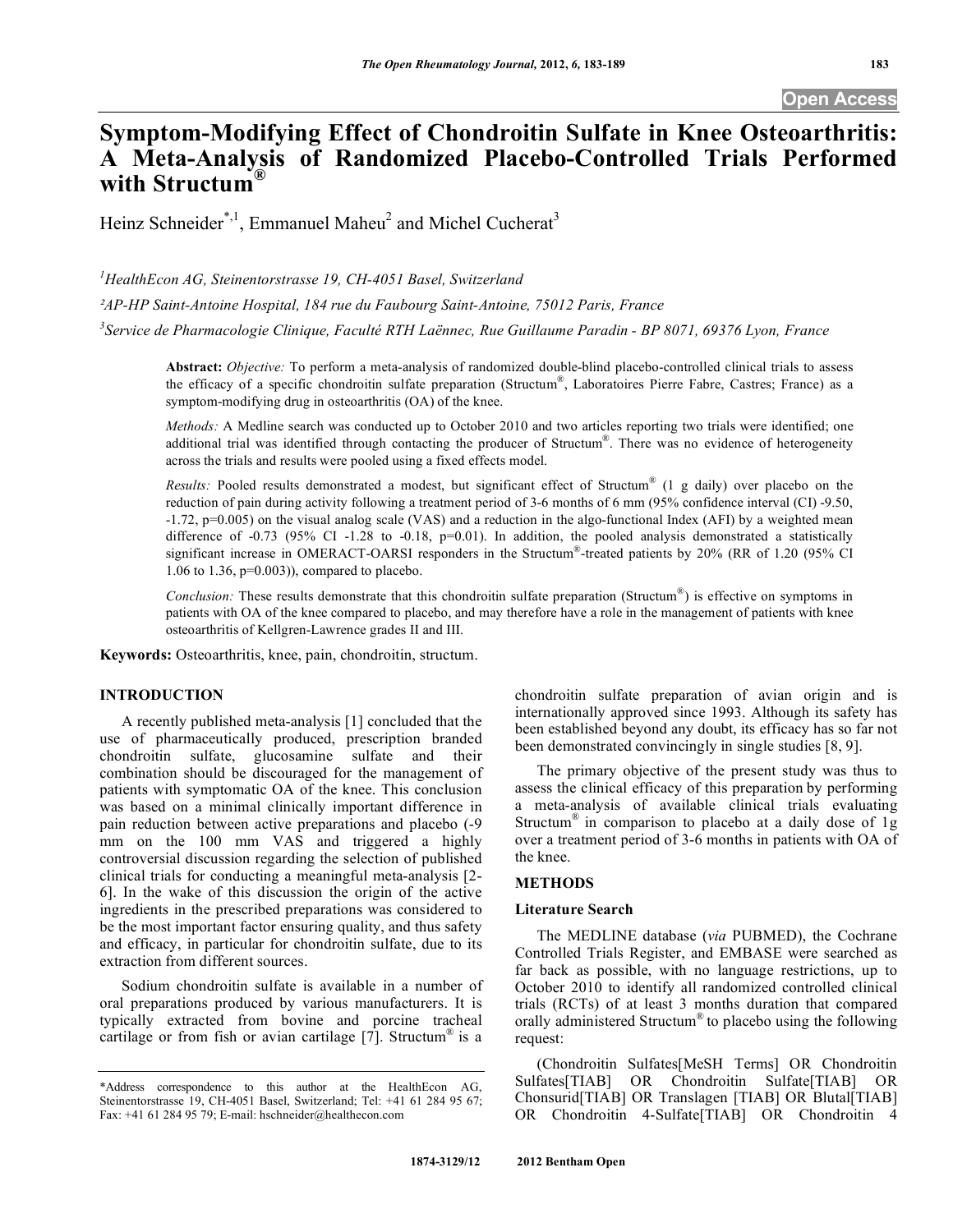# Symptom-Modifying Effect of Chondroitin Sulfate in Knee Osteoarthritis: A Meta-Analysis of Randomized Placebo-Controlled Trials Performed with Structum®

Heinz Schneider[*,1], Emmanuel Maheu[2] and Michel Cucherat[3]

[1]HealthEcon AG, Steinentorstrasse 19, CH-4051 Basel, Switzerland

[2]AP-HP Saint-Antoine Hospital, 184 rue du Faubourg Saint-Antoine, 75012 Paris, France

[3]Service de Pharmacologie Clinique, Faculté RTH Laënnec, Rue Guillaume Paradin - BP 8071, 69376 Lyon, France

**Abstract:** *Objective:* To perform a meta-analysis of randomized double-blind placebo-controlled clinical trials to assess the efficacy of a specific chondroitin sulfate preparation (Structum®, Laboratoires Pierre Fabre, Castres; France) as a symptom-modifying drug in osteoarthritis (OA) of the knee.

*Methods:* A Medline search was conducted up to October 2010 and two articles reporting two trials were identified; one additional trial was identified through contacting the producer of Structum®. There was no evidence of heterogeneity across the trials and results were pooled using a fixed effects model.

*Results:* Pooled results demonstrated a modest, but significant effect of Structum® (1 g daily) over placebo on the reduction of pain during activity following a treatment period of 3-6 months of 6 mm (95% confidence interval (CI) -9.50, -1.72, p=0.005) on the visual analog scale (VAS) and a reduction in the algo-functional Index (AFI) by a weighted mean difference of -0.73 (95% CI -1.28 to -0.18, p=0.01). In addition, the pooled analysis demonstrated a statistically significant increase in OMERACT-OARSI responders in the Structum®-treated patients by 20% (RR of 1.20 (95% CI 1.06 to 1.36, p=0.003)), compared to placebo.

*Conclusion:* These results demonstrate that this chondroitin sulfate preparation (Structum®) is effective on symptoms in patients with OA of the knee compared to placebo, and may therefore have a role in the management of patients with knee osteoarthritis of Kellgren-Lawrence grades II and III.

**Keywords:** Osteoarthritis, knee, pain, chondroitin, structum.

## INTRODUCTION

A recently published meta-analysis [1] concluded that the use of pharmaceutically produced, prescription branded chondroitin sulfate, glucosamine sulfate and their combination should be discouraged for the management of patients with symptomatic OA of the knee. This conclusion was based on a minimal clinically important difference in pain reduction between active preparations and placebo (-9 mm on the 100 mm VAS and triggered a highly controversial discussion regarding the selection of published clinical trials for conducting a meaningful meta-analysis [2-6]. In the wake of this discussion the origin of the active ingredients in the prescribed preparations was considered to be the most important factor ensuring quality, and thus safety and efficacy, in particular for chondroitin sulfate, due to its extraction from different sources.

Sodium chondroitin sulfate is available in a number of oral preparations produced by various manufacturers. It is typically extracted from bovine and porcine tracheal cartilage or from fish or avian cartilage [7]. Structum® is a chondroitin sulfate preparation of avian origin and is internationally approved since 1993. Although its safety has been established beyond any doubt, its efficacy has so far not been demonstrated convincingly in single studies [8, 9].

The primary objective of the present study was thus to assess the clinical efficacy of this preparation by performing a meta-analysis of available clinical trials evaluating Structum® in comparison to placebo at a daily dose of 1g over a treatment period of 3-6 months in patients with OA of the knee.

## METHODS

### Literature Search

The MEDLINE database (*via* PUBMED), the Cochrane Controlled Trials Register, and EMBASE were searched as far back as possible, with no language restrictions, up to October 2010 to identify all randomized controlled clinical trials (RCTs) of at least 3 months duration that compared orally administered Structum® to placebo using the following request:

(Chondroitin Sulfates[MeSH Terms] OR Chondroitin Sulfates[TIAB] OR Chondroitin Sulfate[TIAB] OR Chonsurid[TIAB] OR Translagen [TIAB] OR Blutal[TIAB] OR Chondroitin 4-Sulfate[TIAB] OR Chondroitin 4

*Address correspondence to this author at the HealthEcon AG, Steinentorstrasse 19, CH-4051 Basel, Switzerland; Tel: +41 61 284 95 67; Fax: +41 61 284 95 79; E-mail: hschneider@healthecon.com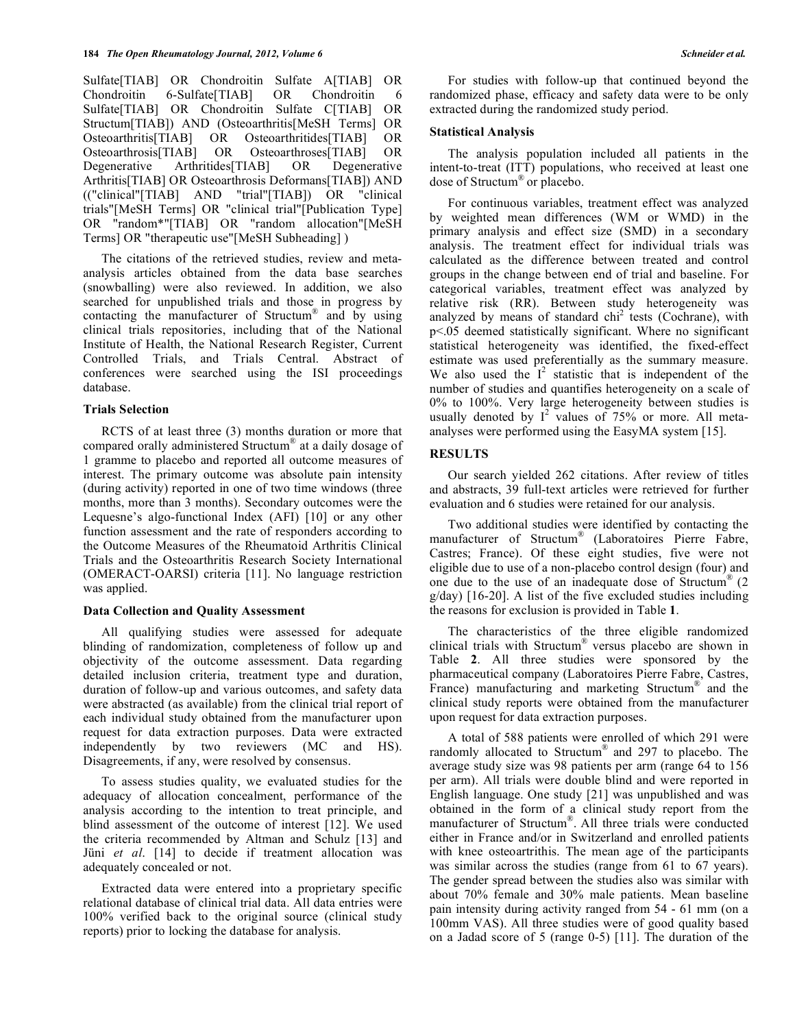Sulfate[TIAB] OR Chondroitin Sulfate A[TIAB] OR Chondroitin 6-Sulfate[TIAB] OR Chondroitin 6 Sulfate[TIAB] OR Chondroitin Sulfate C[TIAB] OR Structum[TIAB]) AND (Osteoarthritis[MeSH Terms] OR Osteoarthritis[TIAB] OR Osteoarthritides[TIAB] OR Osteoarthrosis[TIAB] OR Osteoarthroses[TIAB] OR Degenerative Arthritides[TIAB] OR Degenerative Arthritis[TIAB] OR Osteoarthrosis Deformans[TIAB]) AND (("clinical"[TIAB] AND "trial"[TIAB]) OR "clinical trials"[MeSH Terms] OR "clinical trial"[Publication Type] OR "random*"[TIAB] OR "random allocation"[MeSH Terms] OR "therapeutic use"[MeSH Subheading] )

The citations of the retrieved studies, review and meta-analysis articles obtained from the data base searches (snowballing) were also reviewed. In addition, we also searched for unpublished trials and those in progress by contacting the manufacturer of Structum® and by using clinical trials repositories, including that of the National Institute of Health, the National Research Register, Current Controlled Trials, and Trials Central. Abstract of conferences were searched using the ISI proceedings database.

### Trials Selection

RCTS of at least three (3) months duration or more that compared orally administered Structum® at a daily dosage of 1 gramme to placebo and reported all outcome measures of interest. The primary outcome was absolute pain intensity (during activity) reported in one of two time windows (three months, more than 3 months). Secondary outcomes were the Lequesne's algo-functional Index (AFI) [10] or any other function assessment and the rate of responders according to the Outcome Measures of the Rheumatoid Arthritis Clinical Trials and the Osteoarthritis Research Society International (OMERACT-OARSI) criteria [11]. No language restriction was applied.

### Data Collection and Quality Assessment

All qualifying studies were assessed for adequate blinding of randomization, completeness of follow up and objectivity of the outcome assessment. Data regarding detailed inclusion criteria, treatment type and duration, duration of follow-up and various outcomes, and safety data were abstracted (as available) from the clinical trial report of each individual study obtained from the manufacturer upon request for data extraction purposes. Data were extracted independently by two reviewers (MC and HS). Disagreements, if any, were resolved by consensus.

To assess studies quality, we evaluated studies for the adequacy of allocation concealment, performance of the analysis according to the intention to treat principle, and blind assessment of the outcome of interest [12]. We used the criteria recommended by Altman and Schulz [13] and Jüni *et al*. [14] to decide if treatment allocation was adequately concealed or not.

Extracted data were entered into a proprietary specific relational database of clinical trial data. All data entries were 100% verified back to the original source (clinical study reports) prior to locking the database for analysis.

For studies with follow-up that continued beyond the randomized phase, efficacy and safety data were to be only extracted during the randomized study period.

### Statistical Analysis

The analysis population included all patients in the intent-to-treat (ITT) populations, who received at least one dose of Structum® or placebo.

For continuous variables, treatment effect was analyzed by weighted mean differences (WM or WMD) in the primary analysis and effect size (SMD) in a secondary analysis. The treatment effect for individual trials was calculated as the difference between treated and control groups in the change between end of trial and baseline. For categorical variables, treatment effect was analyzed by relative risk (RR). Between study heterogeneity was analyzed by means of standard chi$^2$ tests (Cochrane), with $p<.05$ deemed statistically significant. Where no significant statistical heterogeneity was identified, the fixed-effect estimate was used preferentially as the summary measure. We also used the $I^2$ statistic that is independent of the number of studies and quantifies heterogeneity on a scale of 0% to 100%. Very large heterogeneity between studies is usually denoted by $I^2$ values of 75% or more. All meta-analyses were performed using the EasyMA system [15].

## RESULTS

Our search yielded 262 citations. After review of titles and abstracts, 39 full-text articles were retrieved for further evaluation and 6 studies were retained for our analysis.

Two additional studies were identified by contacting the manufacturer of Structum® (Laboratoires Pierre Fabre, Castres; France). Of these eight studies, five were not eligible due to use of a non-placebo control design (four) and one due to the use of an inadequate dose of Structum® (2 g/day) [16-20]. A list of the five excluded studies including the reasons for exclusion is provided in Table **1**.

The characteristics of the three eligible randomized clinical trials with Structum® versus placebo are shown in Table **2**. All three studies were sponsored by the pharmaceutical company (Laboratoires Pierre Fabre, Castres, France) manufacturing and marketing Structum® and the clinical study reports were obtained from the manufacturer upon request for data extraction purposes.

A total of 588 patients were enrolled of which 291 were randomly allocated to Structum® and 297 to placebo. The average study size was 98 patients per arm (range 64 to 156 per arm). All trials were double blind and were reported in English language. One study [21] was unpublished and was obtained in the form of a clinical study report from the manufacturer of Structum®. All three trials were conducted either in France and/or in Switzerland and enrolled patients with knee osteoartrithis. The mean age of the participants was similar across the studies (range from 61 to 67 years). The gender spread between the studies also was similar with about 70% female and 30% male patients. Mean baseline pain intensity during activity ranged from 54 - 61 mm (on a 100mm VAS). All three studies were of good quality based on a Jadad score of 5 (range 0-5) [11]. The duration of the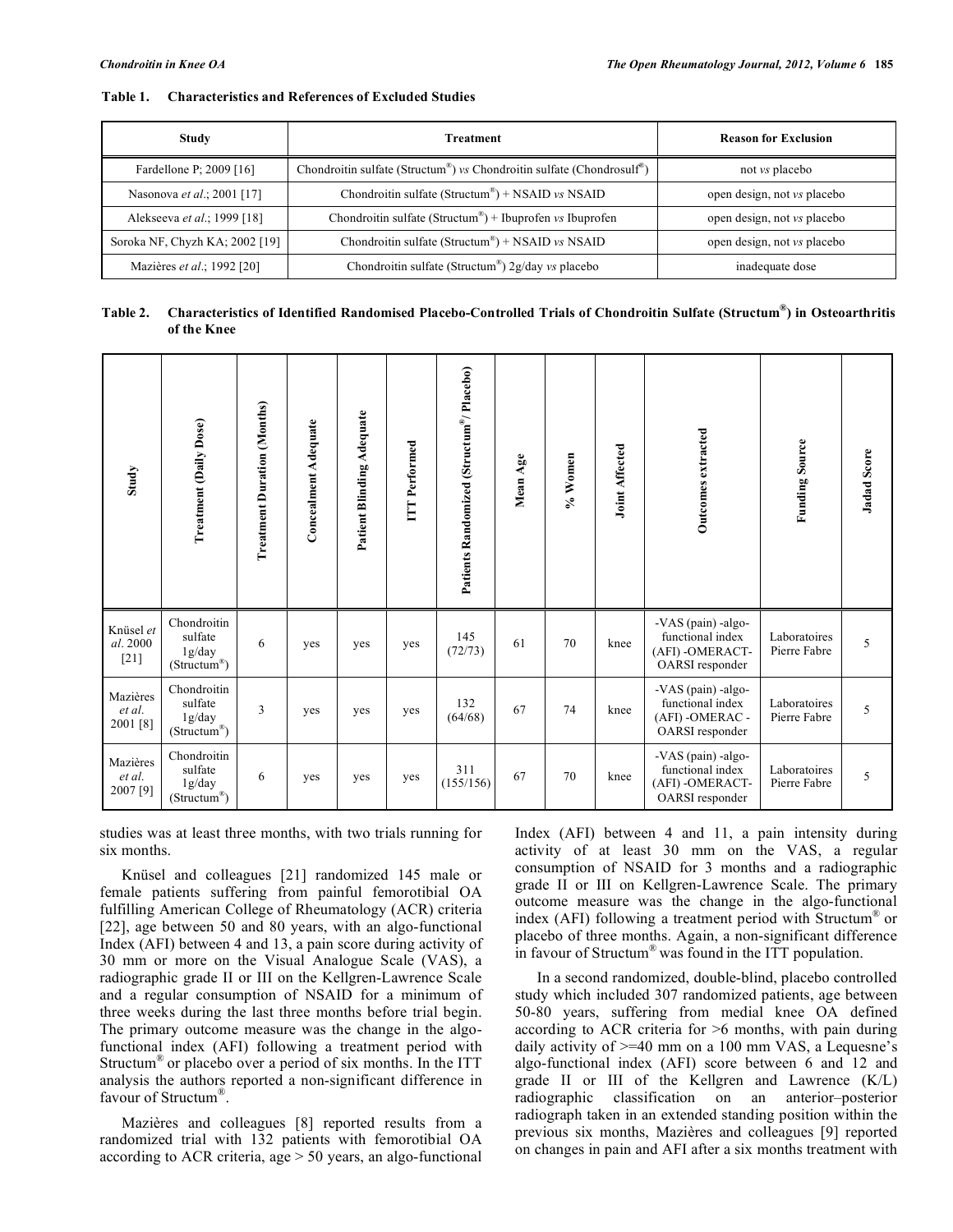**Table 1. Characteristics and References of Excluded Studies**

| Study | Treatment | Reason for Exclusion |
|---|---|---|
| Fardellone P; 2009 [16] | Chondroitin sulfate (Structum®) *vs* Chondroitin sulfate (Chondrosulf®) | not *vs* placebo |
| Nasonova *et al*.; 2001 [17] | Chondroitin sulfate (Structum®) + NSAID *vs* NSAID | open design, not *vs* placebo |
| Alekseeva *et al*.; 1999 [18] | Chondroitin sulfate (Structum®) + Ibuprofen *vs* Ibuprofen | open design, not *vs* placebo |
| Soroka NF, Chyzh KA; 2002 [19] | Chondroitin sulfate (Structum®) + NSAID *vs* NSAID | open design, not *vs* placebo |
| Mazières *et al*.; 1992 [20] | Chondroitin sulfate (Structum®) 2g/day *vs* placebo | inadequate dose |

**Table 2. Characteristics of Identified Randomised Placebo-Controlled Trials of Chondroitin Sulfate (Structum®) in Osteoarthritis of the Knee**

| Study | Treatment (Daily Dose) | Treatment Duration (Months) | Concealment Adequate | Patient Blinding Adequate | ITT Performed | Patients Randomized (Structum®/ Placebo) | Mean Age | % Women | Joint Affected | Outcomes extracted | Funding Source | Jadad Score |
|---|---|---|---|---|---|---|---|---|---|---|---|---|
| Knüsel *et al*. 2000 [21] | Chondroitin sulfate 1g/day (Structum®) | 6 | yes | yes | yes | 145 (72/73) | 61 | 70 | knee | -VAS (pain) -algo-functional index (AFI) -OMERACT-OARSI responder | Laboratoires Pierre Fabre | 5 |
| Mazières *et al.* 2001 [8] | Chondroitin sulfate 1g/day (Structum®) | 3 | yes | yes | yes | 132 (64/68) | 67 | 74 | knee | -VAS (pain) -algo-functional index (AFI) -OMERAC - OARSI responder | Laboratoires Pierre Fabre | 5 |
| Mazières *et al.* 2007 [9] | Chondroitin sulfate 1g/day (Structum®) | 6 | yes | yes | yes | 311 (155/156) | 67 | 70 | knee | -VAS (pain) -algo-functional index (AFI) -OMERACT-OARSI responder | Laboratoires Pierre Fabre | 5 |

studies was at least three months, with two trials running for six months.

Knüsel and colleagues [21] randomized 145 male or female patients suffering from painful femorotibial OA fulfilling American College of Rheumatology (ACR) criteria [22], age between 50 and 80 years, with an algo-functional Index (AFI) between 4 and 13, a pain score during activity of 30 mm or more on the Visual Analogue Scale (VAS), a radiographic grade II or III on the Kellgren-Lawrence Scale and a regular consumption of NSAID for a minimum of three weeks during the last three months before trial begin. The primary outcome measure was the change in the algo-functional index (AFI) following a treatment period with Structum® or placebo over a period of six months. In the ITT analysis the authors reported a non-significant difference in favour of Structum®.

Mazières and colleagues [8] reported results from a randomized trial with 132 patients with femorotibial OA according to ACR criteria, age > 50 years, an algo-functional Index (AFI) between 4 and 11, a pain intensity during activity of at least 30 mm on the VAS, a regular consumption of NSAID for 3 months and a radiographic grade II or III on Kellgren-Lawrence Scale. The primary outcome measure was the change in the algo-functional index (AFI) following a treatment period with Structum® or placebo of three months. Again, a non-significant difference in favour of Structum® was found in the ITT population.

In a second randomized, double-blind, placebo controlled study which included 307 randomized patients, age between 50-80 years, suffering from medial knee OA defined according to ACR criteria for >6 months, with pain during daily activity of >=40 mm on a 100 mm VAS, a Lequesne's algo-functional index (AFI) score between 6 and 12 and grade II or III of the Kellgren and Lawrence (K/L) radiographic classification on an anterior–posterior radiograph taken in an extended standing position within the previous six months, Mazières and colleagues [9] reported on changes in pain and AFI after a six months treatment with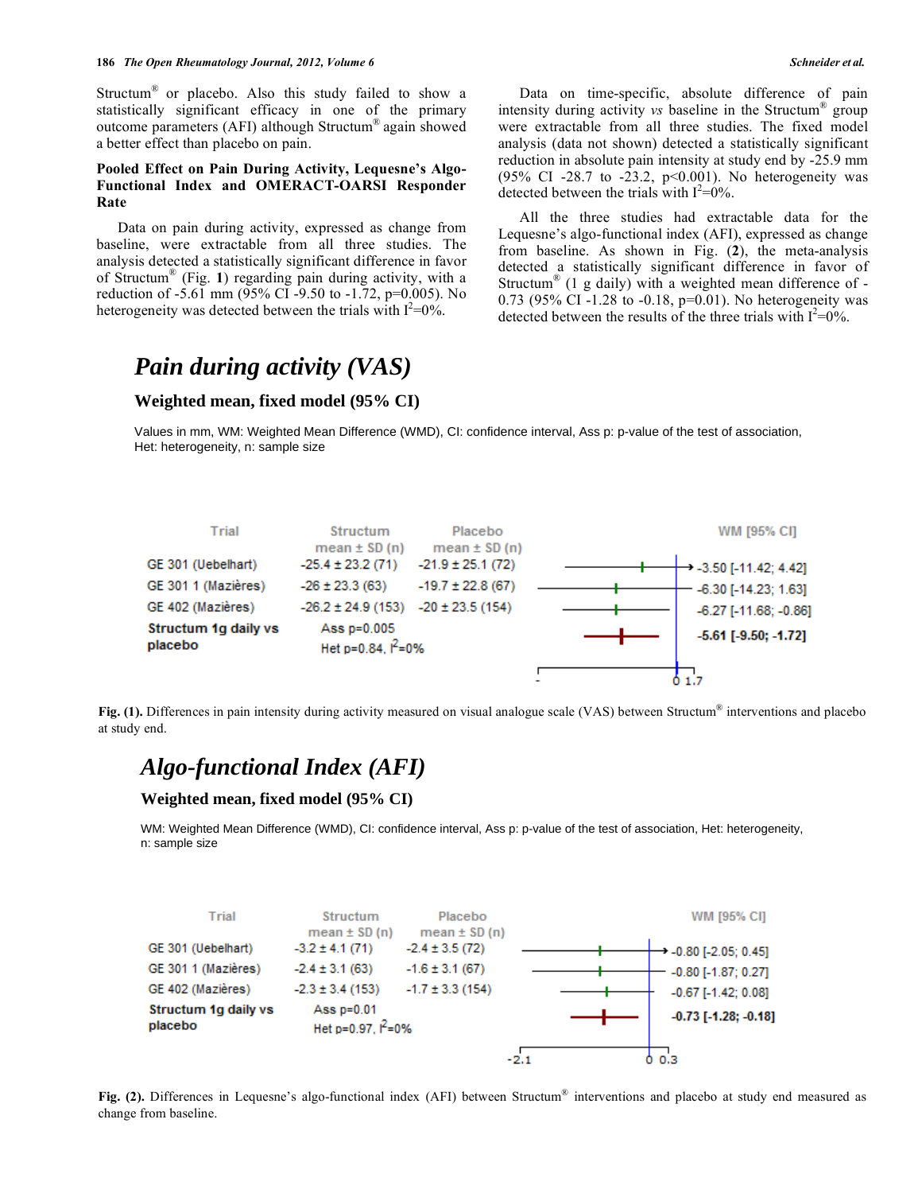Structum® or placebo. Also this study failed to show a statistically significant efficacy in one of the primary outcome parameters (AFI) although Structum® again showed a better effect than placebo on pain.

### Pooled Effect on Pain During Activity, Lequesne's Algo-Functional Index and OMERACT-OARSI Responder Rate

Data on pain during activity, expressed as change from baseline, were extractable from all three studies. The analysis detected a statistically significant difference in favor of Structum® (Fig. **1**) regarding pain during activity, with a reduction of -5.61 mm (95% CI -9.50 to -1.72, p=0.005). No heterogeneity was detected between the trials with $I^2$=0%.

Data on time-specific, absolute difference of pain intensity during activity *vs* baseline in the Structum® group were extractable from all three studies. The fixed model analysis (data not shown) detected a statistically significant reduction in absolute pain intensity at study end by -25.9 mm (95% CI -28.7 to -23.2, p<0.001). No heterogeneity was detected between the trials with $I^2$=0%.

All the three studies had extractable data for the Lequesne's algo-functional index (AFI), expressed as change from baseline. As shown in Fig. (**2**), the meta-analysis detected a statistically significant difference in favor of Structum® (1 g daily) with a weighted mean difference of -0.73 (95% CI -1.28 to -0.18, p=0.01). No heterogeneity was detected between the results of the three trials with $I^2$=0%.

## *Pain during activity (VAS)*

### Weighted mean, fixed model (95% CI)

Values in mm, WM: Weighted Mean Difference (WMD), CI: confidence interval, Ass p: p-value of the test of association, Het: heterogeneity, n: sample size

| Trial | Structum mean ± SD (n) | Placebo mean ± SD (n) | WM [95% CI] |
|---|---|---|---|
| GE 301 (Uebelhart) | -25.4 ± 23.2 (71) | -21.9 ± 25.1 (72) | -3.50 [-11.42; 4.42] |
| GE 301 1 (Mazières) | -26 ± 23.3 (63) | -19.7 ± 22.8 (67) | -6.30 [-14.23; 1.63] |
| GE 402 (Mazières) | -26.2 ± 24.9 (153) | -20 ± 23.5 (154) | -6.27 [-11.68; -0.86] |
| **Structum 1g daily vs placebo** | Ass p=0.005<br>Het p=0.84, $I^2$=0% | | **-5.61 [-9.50; -1.72]** |

**Fig. (1).** Differences in pain intensity during activity measured on visual analogue scale (VAS) between Structum® interventions and placebo at study end.

## *Algo-functional Index (AFI)*

### Weighted mean, fixed model (95% CI)

WM: Weighted Mean Difference (WMD), CI: confidence interval, Ass p: p-value of the test of association, Het: heterogeneity, n: sample size

| Trial | Structum mean ± SD (n) | Placebo mean ± SD (n) | WM [95% CI] |
|---|---|---|---|
| GE 301 (Uebelhart) | -3.2 ± 4.1 (71) | -2.4 ± 3.5 (72) | -0.80 [-2.05; 0.45] |
| GE 301 1 (Mazières) | -2.4 ± 3.1 (63) | -1.6 ± 3.1 (67) | -0.80 [-1.87; 0.27] |
| GE 402 (Mazières) | -2.3 ± 3.4 (153) | -1.7 ± 3.3 (154) | -0.67 [-1.42; 0.08] |
| **Structum 1g daily vs placebo** | Ass p=0.01<br>Het p=0.97, $I^2$=0% | | **-0.73 [-1.28; -0.18]** |

**Fig. (2).** Differences in Lequesne's algo-functional index (AFI) between Structum® interventions and placebo at study end measured as change from baseline.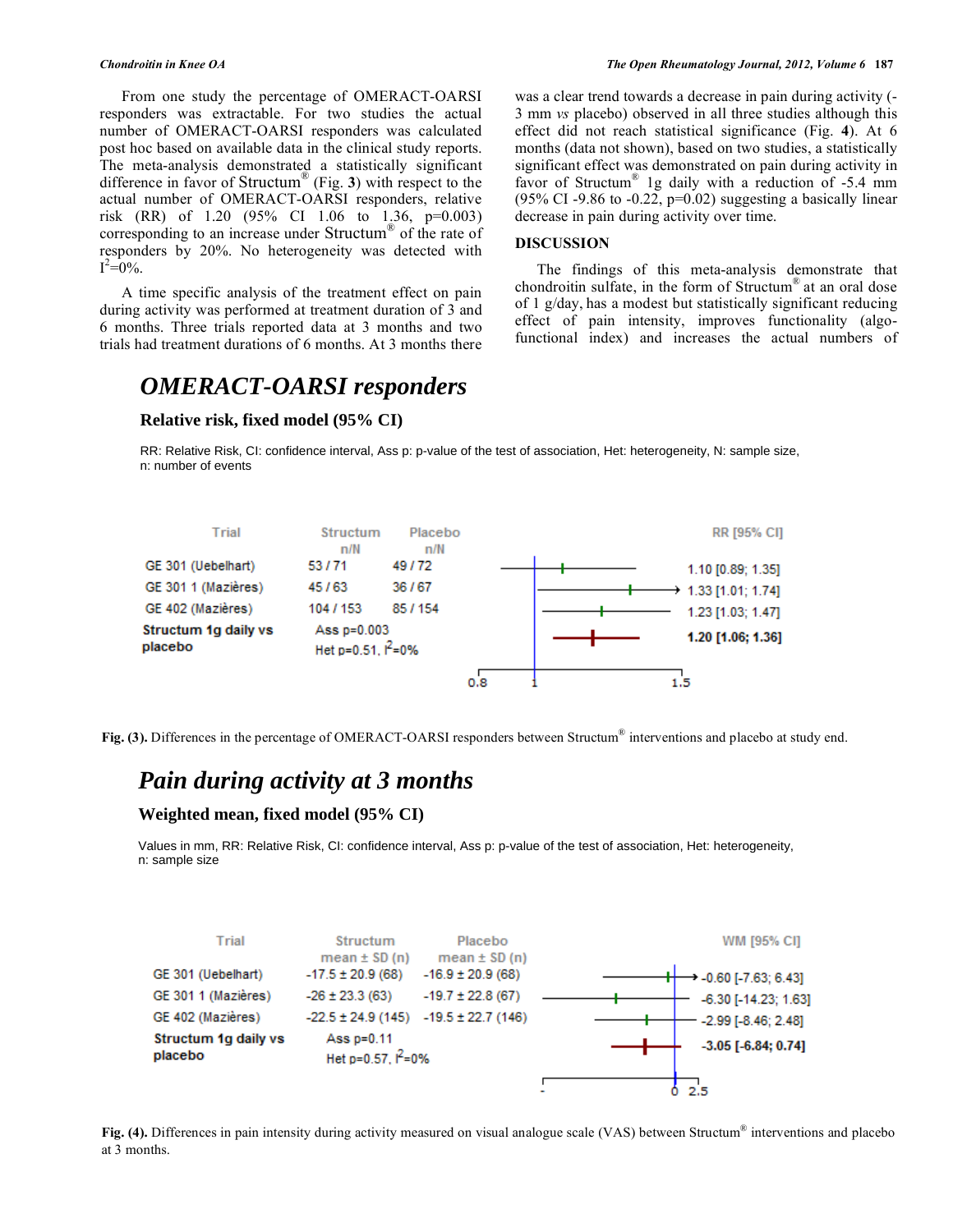From one study the percentage of OMERACT-OARSI responders was extractable. For two studies the actual number of OMERACT-OARSI responders was calculated post hoc based on available data in the clinical study reports. The meta-analysis demonstrated a statistically significant difference in favor of Structum® (Fig. **3**) with respect to the actual number of OMERACT-OARSI responders, relative risk (RR) of 1.20 (95% CI 1.06 to 1.36, p=0.003) corresponding to an increase under Structum® of the rate of responders by 20%. No heterogeneity was detected with $I^2$=0%.

A time specific analysis of the treatment effect on pain during activity was performed at treatment duration of 3 and 6 months. Three trials reported data at 3 months and two trials had treatment durations of 6 months. At 3 months there was a clear trend towards a decrease in pain during activity (-3 mm *vs* placebo) observed in all three studies although this effect did not reach statistical significance (Fig. **4**). At 6 months (data not shown), based on two studies, a statistically significant effect was demonstrated on pain during activity in favor of Structum® 1g daily with a reduction of -5.4 mm (95% CI -9.86 to -0.22, p=0.02) suggesting a basically linear decrease in pain during activity over time.

## DISCUSSION

The findings of this meta-analysis demonstrate that chondroitin sulfate, in the form of Structum® at an oral dose of 1 g/day, has a modest but statistically significant reducing effect of pain intensity, improves functionality (algo-functional index) and increases the actual numbers of

***OMERACT-OARSI responders***

**Relative risk, fixed model (95% CI)**

RR: Relative Risk, CI: confidence interval, Ass p: p-value of the test of association, Het: heterogeneity, N: sample size, n: number of events

| Trial | Structum n/N | Placebo n/N | RR [95% CI] |
|---|---|---|---|
| GE 301 (Uebelhart) | 53 / 71 | 49 / 72 | 1.10 [0.89; 1.35] |
| GE 301 1 (Mazières) | 45 / 63 | 36 / 67 | 1.33 [1.01; 1.74] |
| GE 402 (Mazières) | 104 / 153 | 85 / 154 | 1.23 [1.03; 1.47] |
| **Structum 1g daily vs placebo** | Ass p=0.003 Het p=0.51, $I^2$=0% | | **1.20 [1.06; 1.36]** |

**Fig. (3).** Differences in the percentage of OMERACT-OARSI responders between Structum® interventions and placebo at study end.

***Pain during activity at 3 months***

**Weighted mean, fixed model (95% CI)**

Values in mm, RR: Relative Risk, CI: confidence interval, Ass p: p-value of the test of association, Het: heterogeneity, n: sample size

| Trial | Structum mean ± SD (n) | Placebo mean ± SD (n) | WM [95% CI] |
|---|---|---|---|
| GE 301 (Uebelhart) | -17.5 ± 20.9 (68) | -16.9 ± 20.9 (68) | -0.60 [-7.63; 6.43] |
| GE 301 1 (Mazières) | -26 ± 23.3 (63) | -19.7 ± 22.8 (67) | -6.30 [-14.23; 1.63] |
| GE 402 (Mazières) | -22.5 ± 24.9 (145) | -19.5 ± 22.7 (146) | -2.99 [-8.46; 2.48] |
| **Structum 1g daily vs placebo** | Ass p=0.11 Het p=0.57, $I^2$=0% | | **-3.05 [-6.84; 0.74]** |

**Fig. (4).** Differences in pain intensity during activity measured on visual analogue scale (VAS) between Structum® interventions and placebo at 3 months.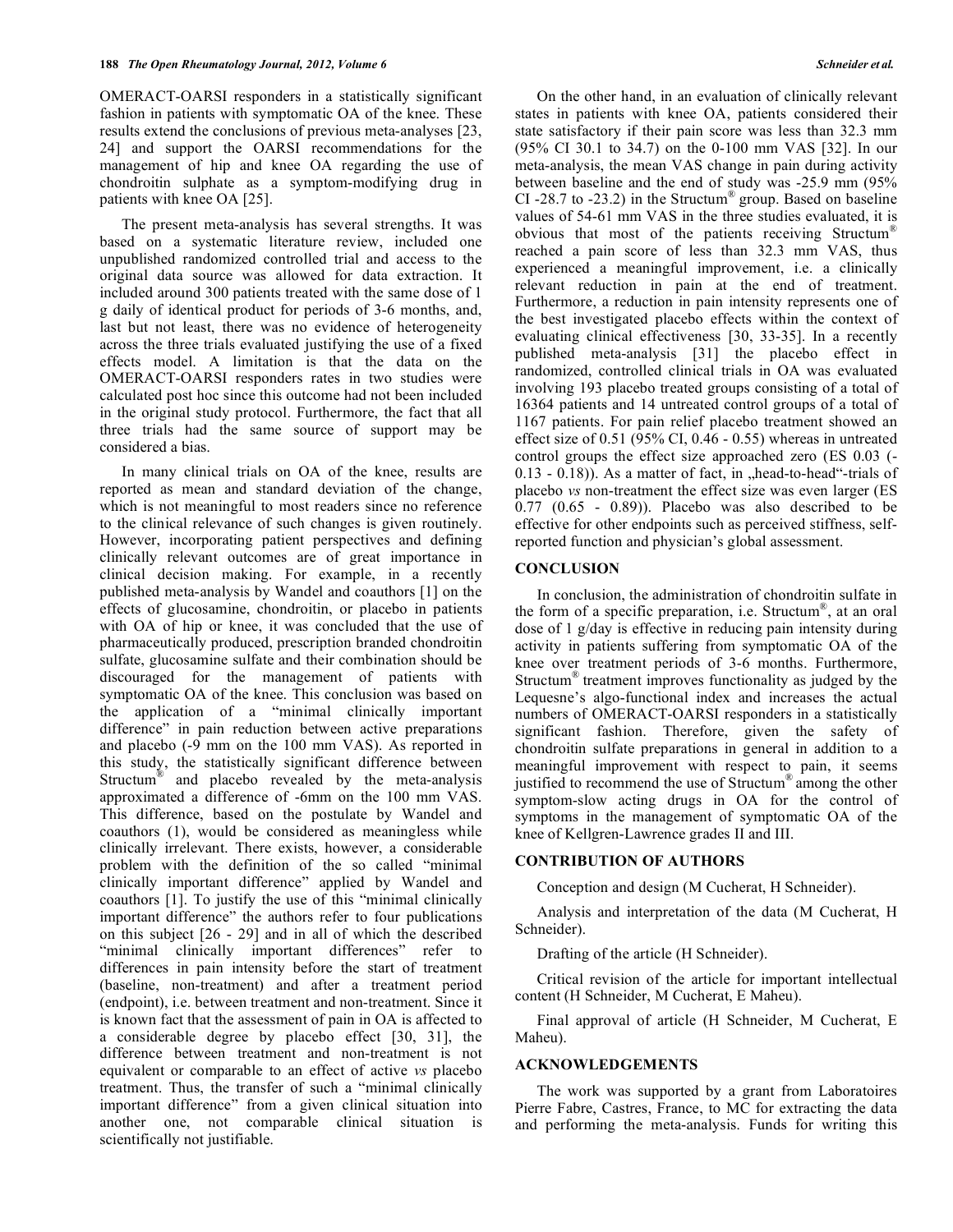OMERACT-OARSI responders in a statistically significant fashion in patients with symptomatic OA of the knee. These results extend the conclusions of previous meta-analyses [23, 24] and support the OARSI recommendations for the management of hip and knee OA regarding the use of chondroitin sulphate as a symptom-modifying drug in patients with knee OA [25].

The present meta-analysis has several strengths. It was based on a systematic literature review, included one unpublished randomized controlled trial and access to the original data source was allowed for data extraction. It included around 300 patients treated with the same dose of 1 g daily of identical product for periods of 3-6 months, and, last but not least, there was no evidence of heterogeneity across the three trials evaluated justifying the use of a fixed effects model. A limitation is that the data on the OMERACT-OARSI responders rates in two studies were calculated post hoc since this outcome had not been included in the original study protocol. Furthermore, the fact that all three trials had the same source of support may be considered a bias.

In many clinical trials on OA of the knee, results are reported as mean and standard deviation of the change, which is not meaningful to most readers since no reference to the clinical relevance of such changes is given routinely. However, incorporating patient perspectives and defining clinically relevant outcomes are of great importance in clinical decision making. For example, in a recently published meta-analysis by Wandel and coauthors [1] on the effects of glucosamine, chondroitin, or placebo in patients with OA of hip or knee, it was concluded that the use of pharmaceutically produced, prescription branded chondroitin sulfate, glucosamine sulfate and their combination should be discouraged for the management of patients with symptomatic OA of the knee. This conclusion was based on the application of a "minimal clinically important difference" in pain reduction between active preparations and placebo (-9 mm on the 100 mm VAS). As reported in this study, the statistically significant difference between Structum® and placebo revealed by the meta-analysis approximated a difference of -6mm on the 100 mm VAS. This difference, based on the postulate by Wandel and coauthors (1), would be considered as meaningless while clinically irrelevant. There exists, however, a considerable problem with the definition of the so called "minimal clinically important difference" applied by Wandel and coauthors [1]. To justify the use of this "minimal clinically important difference" the authors refer to four publications on this subject [26 - 29] and in all of which the described "minimal clinically important differences" refer to differences in pain intensity before the start of treatment (baseline, non-treatment) and after a treatment period (endpoint), i.e. between treatment and non-treatment. Since it is known fact that the assessment of pain in OA is affected to a considerable degree by placebo effect [30, 31], the difference between treatment and non-treatment is not equivalent or comparable to an effect of active *vs* placebo treatment. Thus, the transfer of such a "minimal clinically important difference" from a given clinical situation into another one, not comparable clinical situation is scientifically not justifiable.

On the other hand, in an evaluation of clinically relevant states in patients with knee OA, patients considered their state satisfactory if their pain score was less than 32.3 mm (95% CI 30.1 to 34.7) on the 0-100 mm VAS [32]. In our meta-analysis, the mean VAS change in pain during activity between baseline and the end of study was -25.9 mm (95% CI -28.7 to -23.2) in the Structum® group. Based on baseline values of 54-61 mm VAS in the three studies evaluated, it is obvious that most of the patients receiving Structum® reached a pain score of less than 32.3 mm VAS, thus experienced a meaningful improvement, i.e. a clinically relevant reduction in pain at the end of treatment. Furthermore, a reduction in pain intensity represents one of the best investigated placebo effects within the context of evaluating clinical effectiveness [30, 33-35]. In a recently published meta-analysis [31] the placebo effect in randomized, controlled clinical trials in OA was evaluated involving 193 placebo treated groups consisting of a total of 16364 patients and 14 untreated control groups of a total of 1167 patients. For pain relief placebo treatment showed an effect size of 0.51 (95% CI, 0.46 - 0.55) whereas in untreated control groups the effect size approached zero (ES 0.03 (-0.13 - 0.18)). As a matter of fact, in „head-to-head"-trials of placebo *vs* non-treatment the effect size was even larger (ES 0.77 (0.65 - 0.89)). Placebo was also described to be effective for other endpoints such as perceived stiffness, self-reported function and physician's global assessment.

## CONCLUSION

In conclusion, the administration of chondroitin sulfate in the form of a specific preparation, i.e. Structum®, at an oral dose of 1 g/day is effective in reducing pain intensity during activity in patients suffering from symptomatic OA of the knee over treatment periods of 3-6 months. Furthermore, Structum® treatment improves functionality as judged by the Lequesne's algo-functional index and increases the actual numbers of OMERACT-OARSI responders in a statistically significant fashion. Therefore, given the safety of chondroitin sulfate preparations in general in addition to a meaningful improvement with respect to pain, it seems justified to recommend the use of Structum® among the other symptom-slow acting drugs in OA for the control of symptoms in the management of symptomatic OA of the knee of Kellgren-Lawrence grades II and III.

## CONTRIBUTION OF AUTHORS

Conception and design (M Cucherat, H Schneider).

Analysis and interpretation of the data (M Cucherat, H Schneider).

Drafting of the article (H Schneider).

Critical revision of the article for important intellectual content (H Schneider, M Cucherat, E Maheu).

Final approval of article (H Schneider, M Cucherat, E Maheu).

## ACKNOWLEDGEMENTS

The work was supported by a grant from Laboratoires Pierre Fabre, Castres, France, to MC for extracting the data and performing the meta-analysis. Funds for writing this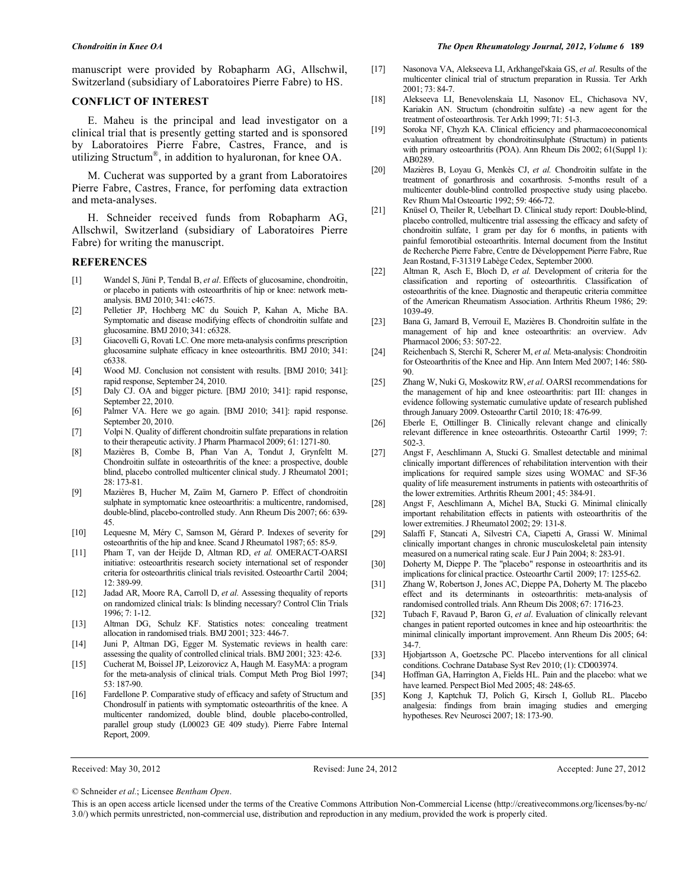manuscript were provided by Robapharm AG, Allschwil, Switzerland (subsidiary of Laboratoires Pierre Fabre) to HS.

## CONFLICT OF INTEREST

E. Maheu is the principal and lead investigator on a clinical trial that is presently getting started and is sponsored by Laboratoires Pierre Fabre, Castres, France, and is utilizing Structum®, in addition to hyaluronan, for knee OA.

M. Cucherat was supported by a grant from Laboratoires Pierre Fabre, Castres, France, for perfoming data extraction and meta-analyses.

H. Schneider received funds from Robapharm AG, Allschwil, Switzerland (subsidiary of Laboratoires Pierre Fabre) for writing the manuscript.

## REFERENCES

[1] Wandel S, Jüni P, Tendal B, *et al*. Effects of glucosamine, chondroitin, or placebo in patients with osteoarthritis of hip or knee: network meta-analysis. BMJ 2010; 341: c4675.

[2] Pelletier JP, Hochberg MC du Souich P, Kahan A, Miche BA. Symptomatic and disease modifying effects of chondroitin sulfate and glucosamine. BMJ 2010; 341: c6328.

[3] Giacovelli G, Rovati LC. One more meta-analysis confirms prescription glucosamine sulphate efficacy in knee osteoarthritis. BMJ 2010; 341: c6338.

[4] Wood MJ. Conclusion not consistent with results. [BMJ 2010; 341]: rapid response, September 24, 2010.

[5] Daly CJ. OA and bigger picture. [BMJ 2010; 341]: rapid response, September 22, 2010.

[6] Palmer VA. Here we go again. [BMJ 2010; 341]: rapid response. September 20, 2010.

[7] Volpi N. Quality of different chondroitin sulfate preparations in relation to their therapeutic activity. J Pharm Pharmacol 2009; 61: 1271-80.

[8] Mazières B, Combe B, Phan Van A, Tondut J, Grynfeltt M. Chondroitin sulfate in osteoarthritis of the knee: a prospective, double blind, placebo controlled multicenter clinical study. J Rheumatol 2001; 28: 173-81.

[9] Mazières B, Hucher M, Zaïm M, Garnero P. Effect of chondroitin sulphate in symptomatic knee osteoarthritis: a multicentre, randomised, double-blind, placebo-controlled study. Ann Rheum Dis 2007; 66: 639-45.

[10] Lequesne M, Méry C, Samson M, Gérard P. Indexes of severity for osteoarthritis of the hip and knee. Scand J Rheumatol 1987; 65: 85-9.

[11] Pham T, van der Heijde D, Altman RD, *et al.* OMERACT-OARSI initiative: osteoarthritis research society international set of responder criteria for osteoarthritis clinical trials revisited. Osteoarthr Cartil 2004; 12: 389-99.

[12] Jadad AR, Moore RA, Carroll D, *et al.* Assessing thequality of reports on randomized clinical trials: Is blinding necessary? Control Clin Trials 1996; 7: 1-12.

[13] Altman DG, Schulz KF. Statistics notes: concealing treatment allocation in randomised trials. BMJ 2001; 323: 446-7.

[14] Juni P, Altman DG, Egger M. Systematic reviews in health care: assessing the quality of controlled clinical trials. BMJ 2001; 323: 42-6.

[15] Cucherat M, Boissel JP, Leizorovicz A, Haugh M. EasyMA: a program for the meta-analysis of clinical trials. Comput Meth Prog Biol 1997; 53: 187-90.

[16] Fardellone P. Comparative study of efficacy and safety of Structum and Chondrosulf in patients with symptomatic osteoarthritis of the knee. A multicenter randomized, double blind, double placebo-controlled, parallel group study (L00023 GE 409 study). Pierre Fabre Internal Report, 2009.

[17] Nasonova VA, Alekseeva LI, Arkhangel'skaia GS, *et al*. Results of the multicenter clinical trial of structum preparation in Russia. Ter Arkh 2001; 73: 84-7.

[18] Alekseeva LI, Benevolenskaia LI, Nasonov EL, Chichasova NV, Kariakin AN. Structum (chondroitin sulfate) -a new agent for the treatment of osteoarthrosis. Ter Arkh 1999; 71: 51-3.

[19] Soroka NF, Chyzh KA. Clinical efficiency and pharmacoeconomical evaluation oftreatment by chondroitinsulphate (Structum) in patients with primary osteoarthritis (POA). Ann Rheum Dis 2002; 61(Suppl 1): AB0289.

[20] Mazières B, Loyau G, Menkès CJ, *et al.* Chondroitin sulfate in the treatment of gonarthrosis and coxarthrosis. 5-months result of a multicenter double-blind controlled prospective study using placebo. Rev Rhum Mal Osteoartic 1992; 59: 466-72.

[21] Knüsel O, Theiler R, Uebelhart D. Clinical study report: Double-blind, placebo controlled, multicentre trial assessing the efficacy and safety of chondroitin sulfate, 1 gram per day for 6 months, in patients with painful femorotibial osteoarthritis. Internal document from the Institut de Recherche Pierre Fabre, Centre de Développement Pierre Fabre, Rue Jean Rostand, F-31319 Labège Cedex, September 2000.

[22] Altman R, Asch E, Bloch D, *et al.* Development of criteria for the classification and reporting of osteoarthritis. Classification of osteoarthritis of the knee. Diagnostic and therapeutic criteria committee of the American Rheumatism Association. Arthritis Rheum 1986; 29: 1039-49.

[23] Bana G, Jamard B, Verrouil E, Mazières B. Chondroitin sulfate in the management of hip and knee osteoarthritis: an overview. Adv Pharmacol 2006; 53: 507-22.

[24] Reichenbach S, Sterchi R, Scherer M, *et al.* Meta-analysis: Chondroitin for Osteoarthritis of the Knee and Hip. Ann Intern Med 2007; 146: 580-90.

[25] Zhang W, Nuki G, Moskowitz RW, *et al*. OARSI recommendations for the management of hip and knee osteoarthritis: part III: changes in evidence following systematic cumulative update of research published through January 2009. Osteoarthr Cartil 2010; 18: 476-99.

[26] Eberle E, Ottillinger B. Clinically relevant change and clinically relevant difference in knee osteoarthritis. Osteoarthr Cartil 1999; 7: 502-3.

[27] Angst F, Aeschlimann A, Stucki G. Smallest detectable and minimal clinically important differences of rehabilitation intervention with their implications for required sample sizes using WOMAC and SF-36 quality of life measurement instruments in patients with osteoarthritis of the lower extremities. Arthritis Rheum 2001; 45: 384-91.

[28] Angst F, Aeschlimann A, Michel BA, Stucki G. Minimal clinically important rehabilitation effects in patients with osteoarthritis of the lower extremities. J Rheumatol 2002; 29: 131-8.

[29] Salaffi F, Stancati A, Silvestri CA, Ciapetti A, Grassi W. Minimal clinically important changes in chronic musculoskeletal pain intensity measured on a numerical rating scale. Eur J Pain 2004; 8: 283-91.

[30] Doherty M, Dieppe P. The "placebo" response in osteoarthritis and its implications for clinical practice. Osteoarthr Cartil 2009; 17: 1255-62.

[31] Zhang W, Robertson J, Jones AC, Dieppe PA, Doherty M. The placebo effect and its determinants in osteoarthritis: meta-analysis of randomised controlled trials. Ann Rheum Dis 2008; 67: 1716-23.

[32] Tubach F, Ravaud P, Baron G, *et al*. Evaluation of clinically relevant changes in patient reported outcomes in knee and hip osteoarthritis: the minimal clinically important improvement. Ann Rheum Dis 2005; 64: 34-7.

[33] Hjobjartsson A, Goetzsche PC. Placebo interventions for all clinical conditions. Cochrane Database Syst Rev 2010; (1): CD003974.

[34] Hoffman GA, Harrington A, Fields HL. Pain and the placebo: what we have learned. Perspect Biol Med 2005; 48: 248-65.

[35] Kong J, Kaptchuk TJ, Polich G, Kirsch I, Gollub RL. Placebo analgesia: findings from brain imaging studies and emerging hypotheses. Rev Neurosci 2007; 18: 173-90.

Received: May 30, 2012 Revised: June 24, 2012 Accepted: June 27, 2012

© Schneider *et al.*; Licensee *Bentham Open*.

This is an open access article licensed under the terms of the Creative Commons Attribution Non-Commercial License (http://creativecommons.org/licenses/by-nc/3.0/) which permits unrestricted, non-commercial use, distribution and reproduction in any medium, provided the work is properly cited.